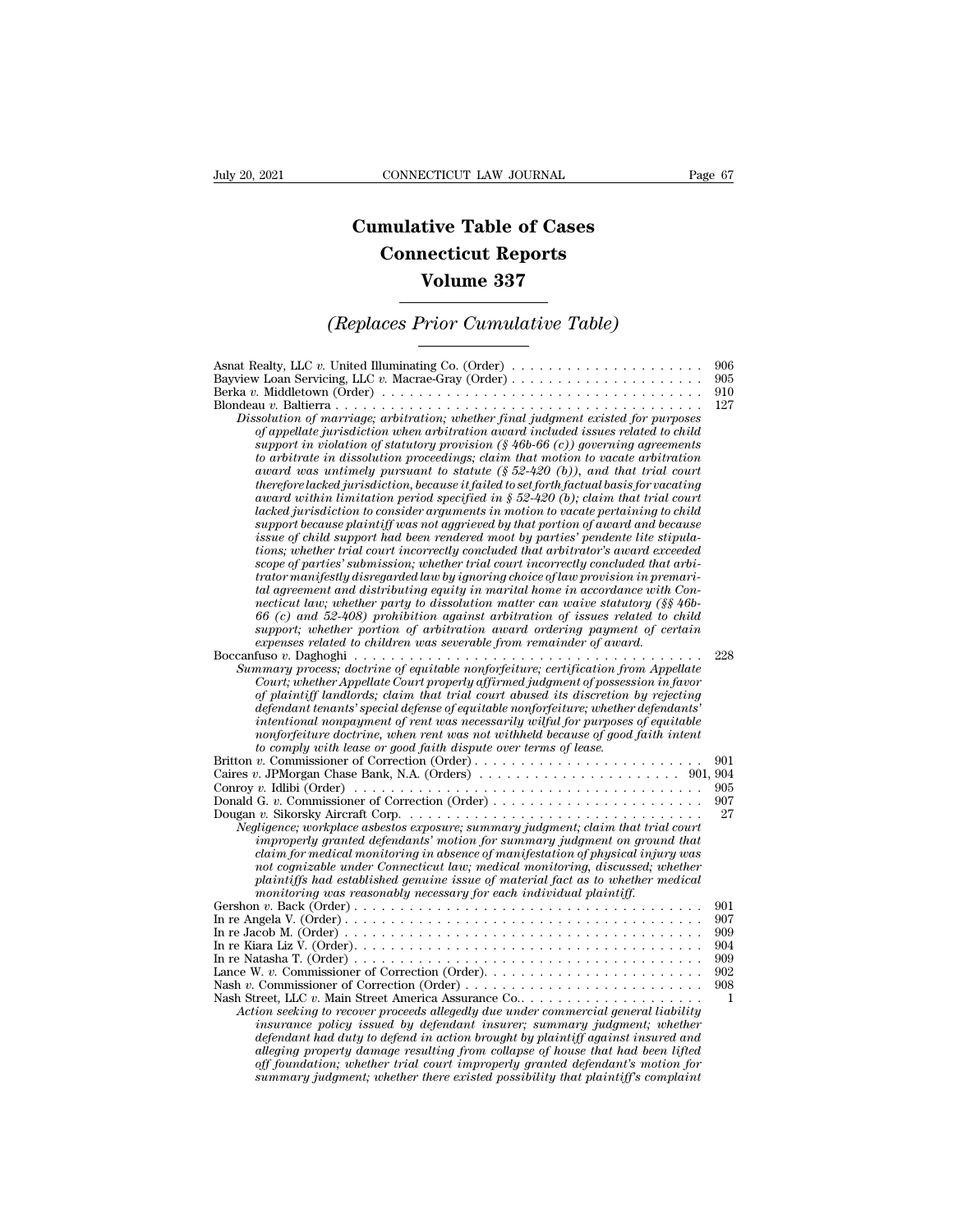# Cumulative Table of Cases
# Connecticut Reports
# Volume 337

## *(Replaces Prior Cumulative Table)*

Asnat Realty, LLC *v.* United Illuminating Co. (Order) . . . . . . . . . . . . . . . . . . . . . 906
Bayview Loan Servicing, LLC *v.* Macrae-Gray (Order) . . . . . . . . . . . . . . . . . . . . . 905
Berka *v.* Middletown (Order) . . . . . . . . . . . . . . . . . . . . . . . . . . . . . . . . . . 910
Blondeau *v.* Baltierra . . . . . . . . . . . . . . . . . . . . . . . . . . . . . . . . . . . . . . 127

*Dissolution of marriage; arbitration; whether final judgment existed for purposes of appellate jurisdiction when arbitration award included issues related to child support in violation of statutory provision (§ 46b-66 (c)) governing agreements to arbitrate in dissolution proceedings; claim that motion to vacate arbitration award was untimely pursuant to statute (§ 52-420 (b)), and that trial court therefore lacked jurisdiction, because it failed to set forth factual basis for vacating award within limitation period specified in § 52-420 (b); claim that trial court lacked jurisdiction to consider arguments in motion to vacate pertaining to child support because plaintiff was not aggrieved by that portion of award and because issue of child support had been rendered moot by parties' pendente lite stipulations; whether trial court incorrectly concluded that arbitrator's award exceeded scope of parties' submission; whether trial court incorrectly concluded that arbitrator manifestly disregarded law by ignoring choice of law provision in premarital agreement and distributing equity in marital home in accordance with Connecticut law; whether party to dissolution matter can waive statutory (§§ 46b-66 (c) and 52-408) prohibition against arbitration of issues related to child support; whether portion of arbitration award ordering payment of certain expenses related to children was severable from remainder of award.*

Boccanfuso *v.* Daghoghi . . . . . . . . . . . . . . . . . . . . . . . . . . . . . . . . . . . . . 228

*Summary process; doctrine of equitable nonforfeiture; certification from Appellate Court; whether Appellate Court properly affirmed judgment of possession in favor of plaintiff landlords; claim that trial court abused its discretion by rejecting defendant tenants' special defense of equitable nonforfeiture; whether defendants' intentional nonpayment of rent was necessarily wilful for purposes of equitable nonforfeiture doctrine, when rent was not withheld because of good faith intent to comply with lease or good faith dispute over terms of lease.*

Britton *v.* Commissioner of Correction (Order) . . . . . . . . . . . . . . . . . . . . . . . . 901
Caires *v.* JPMorgan Chase Bank, N.A. (Orders) . . . . . . . . . . . . . . . . . . . . . . 901, 904
Conroy *v.* Idlibi (Order) . . . . . . . . . . . . . . . . . . . . . . . . . . . . . . . . . . . . 905
Donald G. *v.* Commissioner of Correction (Order) . . . . . . . . . . . . . . . . . . . . . . 907
Dougan *v.* Sikorsky Aircraft Corp. . . . . . . . . . . . . . . . . . . . . . . . . . . . . . . . . 27

*Negligence; workplace asbestos exposure; summary judgment; claim that trial court improperly granted defendants' motion for summary judgment on ground that claim for medical monitoring in absence of manifestation of physical injury was not cognizable under Connecticut law; medical monitoring, discussed; whether plaintiffs had established genuine issue of material fact as to whether medical monitoring was reasonably necessary for each individual plaintiff.*

Gershon *v.* Back (Order) . . . . . . . . . . . . . . . . . . . . . . . . . . . . . . . . . . . . 901
In re Angela V. (Order) . . . . . . . . . . . . . . . . . . . . . . . . . . . . . . . . . . . . . 907
In re Jacob M. (Order) . . . . . . . . . . . . . . . . . . . . . . . . . . . . . . . . . . . . . . 909
In re Kiara Liz V. (Order). . . . . . . . . . . . . . . . . . . . . . . . . . . . . . . . . . . . . 904
In re Natasha T. (Order) . . . . . . . . . . . . . . . . . . . . . . . . . . . . . . . . . . . . . 909
Lance W. *v.* Commissioner of Correction (Order). . . . . . . . . . . . . . . . . . . . . . . . 902
Nash *v.* Commissioner of Correction (Order) . . . . . . . . . . . . . . . . . . . . . . . . . . 908
Nash Street, LLC *v.* Main Street America Assurance Co.. . . . . . . . . . . . . . . . . . . . . 1

*Action seeking to recover proceeds allegedly due under commercial general liability insurance policy issued by defendant insurer; summary judgment; whether defendant had duty to defend in action brought by plaintiff against insured and alleging property damage resulting from collapse of house that had been lifted off foundation; whether trial court improperly granted defendant's motion for summary judgment; whether there existed possibility that plaintiff's complaint*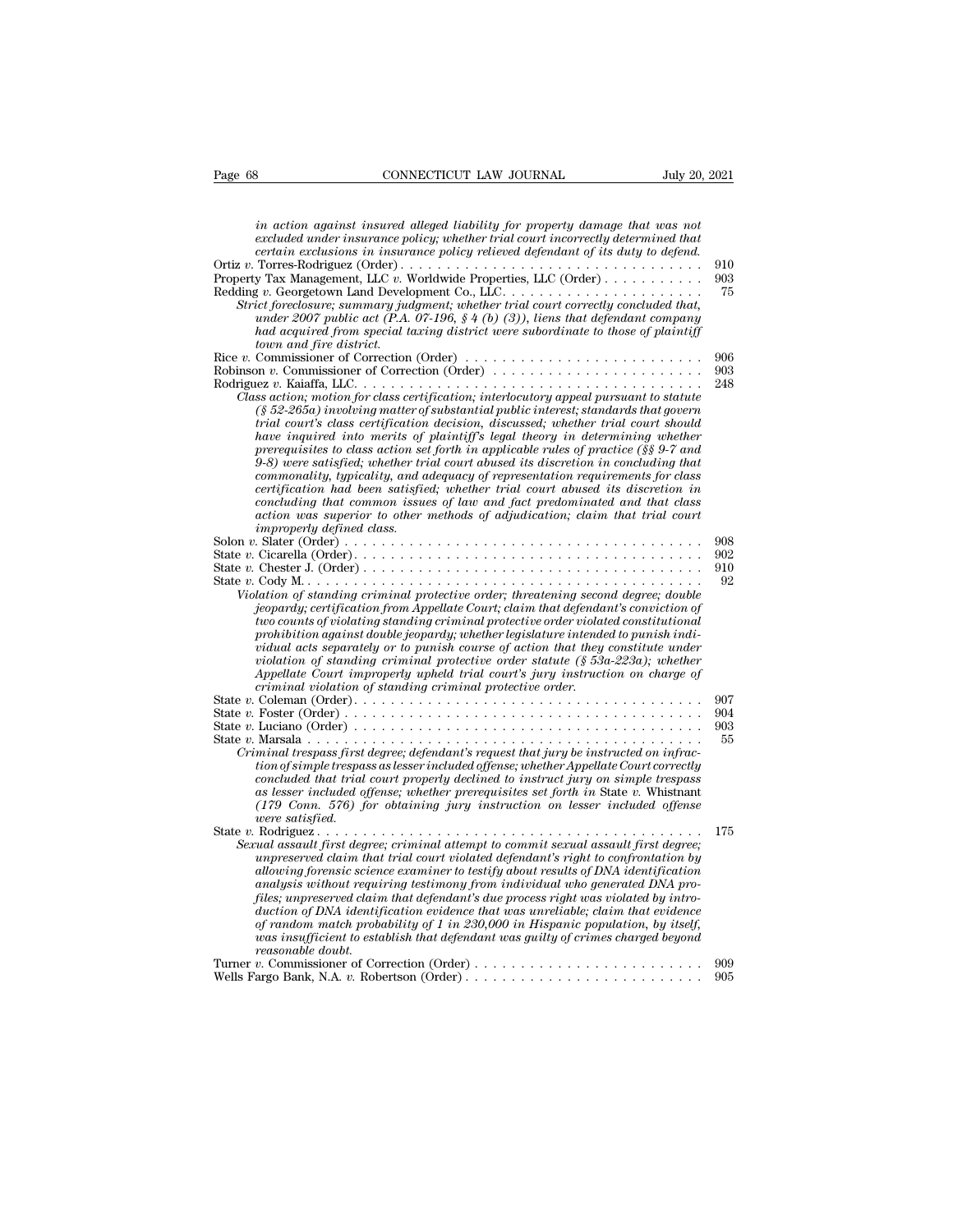*in action against insured alleged liability for property damage that was not excluded under insurance policy; whether trial court incorrectly determined that certain exclusions in insurance policy relieved defendant of its duty to defend.*

Ortiz *v.* Torres-Rodriguez (Order) . . . . . . . . . . . . . . . . . . . . . . . . . . . . . . . . 910

Property Tax Management, LLC *v.* Worldwide Properties, LLC (Order) . . . . . . . . . . . 903

Redding *v.* Georgetown Land Development Co., LLC. . . . . . . . . . . . . . . . . . . . . . 75

*Strict foreclosure; summary judgment; whether trial court correctly concluded that, under 2007 public act (P.A. 07-196, § 4 (b) (3)), liens that defendant company had acquired from special taxing district were subordinate to those of plaintiff town and fire district.*

Rice *v.* Commissioner of Correction (Order) . . . . . . . . . . . . . . . . . . . . . . . . . 906

Robinson *v.* Commissioner of Correction (Order) . . . . . . . . . . . . . . . . . . . . . . 903

Rodriguez *v.* Kaiaffa, LLC. . . . . . . . . . . . . . . . . . . . . . . . . . . . . . . . . . . . . 248

*Class action; motion for class certification; interlocutory appeal pursuant to statute (§ 52-265a) involving matter of substantial public interest; standards that govern trial court's class certification decision, discussed; whether trial court should have inquired into merits of plaintiff's legal theory in determining whether prerequisites to class action set forth in applicable rules of practice (§§ 9-7 and 9-8) were satisfied; whether trial court abused its discretion in concluding that commonality, typicality, and adequacy of representation requirements for class certification had been satisfied; whether trial court abused its discretion in concluding that common issues of law and fact predominated and that class action was superior to other methods of adjudication; claim that trial court improperly defined class.*

Solon *v.* Slater (Order) . . . . . . . . . . . . . . . . . . . . . . . . . . . . . . . . . . . . . 908

State *v.* Cicarella (Order) . . . . . . . . . . . . . . . . . . . . . . . . . . . . . . . . . . . . 902

State *v.* Chester J. (Order) . . . . . . . . . . . . . . . . . . . . . . . . . . . . . . . . . . . 910

State *v.* Cody M. . . . . . . . . . . . . . . . . . . . . . . . . . . . . . . . . . . . . . . . . . 92

*Violation of standing criminal protective order; threatening second degree; double jeopardy; certification from Appellate Court; claim that defendant's conviction of two counts of violating standing criminal protective order violated constitutional prohibition against double jeopardy; whether legislature intended to punish individual acts separately or to punish course of action that they constitute under violation of standing criminal protective order statute (§ 53a-223a); whether Appellate Court improperly upheld trial court's jury instruction on charge of criminal violation of standing criminal protective order.*

State *v.* Coleman (Order) . . . . . . . . . . . . . . . . . . . . . . . . . . . . . . . . . . . . 907

State *v.* Foster (Order) . . . . . . . . . . . . . . . . . . . . . . . . . . . . . . . . . . . . . 904

State *v.* Luciano (Order) . . . . . . . . . . . . . . . . . . . . . . . . . . . . . . . . . . . . 903

State *v.* Marsala . . . . . . . . . . . . . . . . . . . . . . . . . . . . . . . . . . . . . . . . . . 55

*Criminal trespass first degree; defendant's request that jury be instructed on infraction of simple trespass as lesser included offense; whether Appellate Court correctly concluded that trial court properly declined to instruct jury on simple trespass as lesser included offense; whether prerequisites set forth in* State *v.* Whistnant *(179 Conn. 576) for obtaining jury instruction on lesser included offense were satisfied.*

State *v.* Rodriguez . . . . . . . . . . . . . . . . . . . . . . . . . . . . . . . . . . . . . . . . 175

*Sexual assault first degree; criminal attempt to commit sexual assault first degree; unpreserved claim that trial court violated defendant's right to confrontation by allowing forensic science examiner to testify about results of DNA identification analysis without requiring testimony from individual who generated DNA profiles; unpreserved claim that defendant's due process right was violated by introduction of DNA identification evidence that was unreliable; claim that evidence of random match probability of 1 in 230,000 in Hispanic population, by itself, was insufficient to establish that defendant was guilty of crimes charged beyond reasonable doubt.*

Turner *v.* Commissioner of Correction (Order) . . . . . . . . . . . . . . . . . . . . . . . . 909

Wells Fargo Bank, N.A. *v.* Robertson (Order) . . . . . . . . . . . . . . . . . . . . . . . . . 905